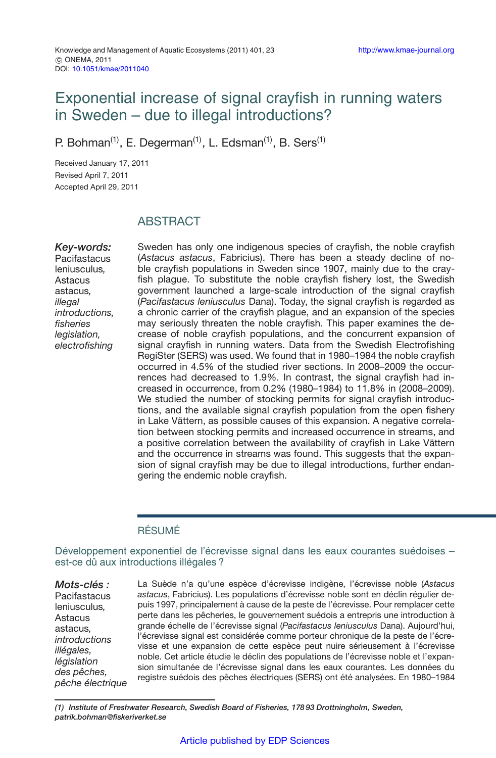Knowledge and Management of Aquatic Ecosystems (2011) 401, 23
© ONEMA, 2011
DOI: 10.1051/kmae/2011040

# Exponential increase of signal crayfish in running waters in Sweden – due to illegal introductions?

P. Bohman[1], E. Degerman[1], L. Edsman[1], B. Sers[1]

Received January 17, 2011
Revised April 7, 2011
Accepted April 29, 2011

## ABSTRACT

***Key-words:*** Pacifastacus leniusculus, Astacus astacus, *illegal introductions, fisheries legislation, electrofishing*

Sweden has only one indigenous species of crayfish, the noble crayfish (*Astacus astacus*, Fabricius). There has been a steady decline of noble crayfish populations in Sweden since 1907, mainly due to the crayfish plague. To substitute the noble crayfish fishery lost, the Swedish government launched a large-scale introduction of the signal crayfish (*Pacifastacus leniusculus* Dana). Today, the signal crayfish is regarded as a chronic carrier of the crayfish plague, and an expansion of the species may seriously threaten the noble crayfish. This paper examines the decrease of noble crayfish populations, and the concurrent expansion of signal crayfish in running waters. Data from the Swedish Electrofishing RegiSter (SERS) was used. We found that in 1980–1984 the noble crayfish occurred in 4.5% of the studied river sections. In 2008–2009 the occurrences had decreased to 1.9%. In contrast, the signal crayfish had increased in occurrence, from 0.2% (1980–1984) to 11.8% in (2008–2009). We studied the number of stocking permits for signal crayfish introductions, and the available signal crayfish population from the open fishery in Lake Vättern, as possible causes of this expansion. A negative correlation between stocking permits and increased occurrence in streams, and a positive correlation between the availability of crayfish in Lake Vättern and the occurrence in streams was found. This suggests that the expansion of signal crayfish may be due to illegal introductions, further endangering the endemic noble crayfish.

## RÉSUMÉ

### Développement exponentiel de l'écrevisse signal dans les eaux courantes suédoises – est-ce dû aux introductions illégales ?

***Mots-clés :*** Pacifastacus leniusculus, Astacus astacus, *introductions illégales, législation des pêches, pêche électrique*

La Suède n'a qu'une espèce d'écrevisse indigène, l'écrevisse noble (*Astacus astacus*, Fabricius). Les populations d'écrevisse noble sont en déclin régulier depuis 1997, principalement à cause de la peste de l'écrevisse. Pour remplacer cette perte dans les pêcheries, le gouvernement suédois a entrepris une introduction à grande échelle de l'écrevisse signal (*Pacifastacus leniusculus* Dana). Aujourd'hui, l'écrevisse signal est considérée comme porteur chronique de la peste de l'écrevisse et une expansion de cette espèce peut nuire sérieusement à l'écrevisse noble. Cet article étudie le déclin des populations de l'écrevisse noble et l'expansion simultanée de l'écrevisse signal dans les eaux courantes. Les données du registre suédois des pêches électriques (SERS) ont été analysées. En 1980–1984

---

*(1) Institute of Freshwater Research, Swedish Board of Fisheries, 178 93 Drottningholm, Sweden, patrik.bohman@fiskeriverket.se*

Article published by EDP Sciences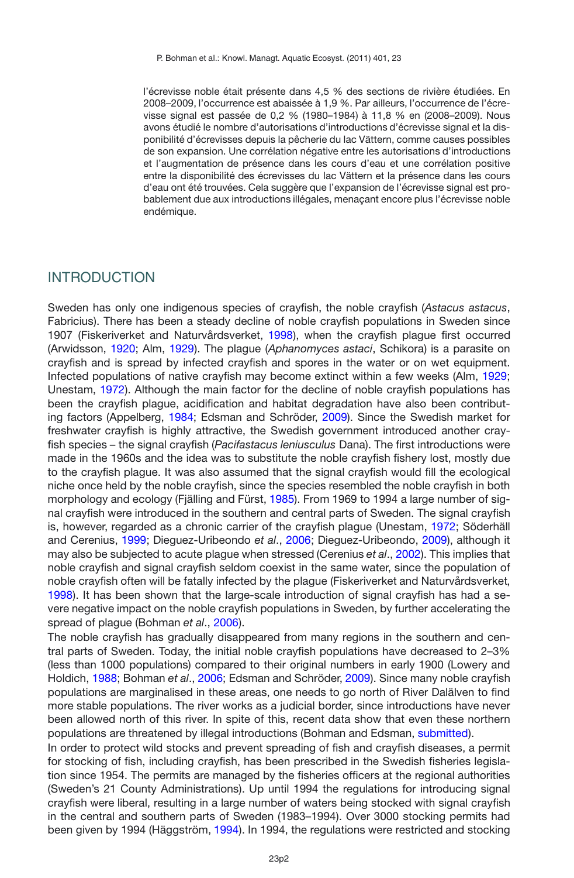l'écrevisse noble était présente dans 4,5 % des sections de rivière étudiées. En 2008–2009, l'occurrence est abaissée à 1,9 %. Par ailleurs, l'occurrence de l'écrevisse signal est passée de 0,2 % (1980–1984) à 11,8 % en (2008–2009). Nous avons étudié le nombre d'autorisations d'introductions d'écrevisse signal et la disponibilité d'écrevisses depuis la pêcherie du lac Vättern, comme causes possibles de son expansion. Une corrélation négative entre les autorisations d'introductions et l'augmentation de présence dans les cours d'eau et une corrélation positive entre la disponibilité des écrevisses du lac Vättern et la présence dans les cours d'eau ont été trouvées. Cela suggère que l'expansion de l'écrevisse signal est probablement due aux introductions illégales, menaçant encore plus l'écrevisse noble endémique.

## INTRODUCTION

Sweden has only one indigenous species of crayfish, the noble crayfish (*Astacus astacus*, Fabricius). There has been a steady decline of noble crayfish populations in Sweden since 1907 (Fiskeriverket and Naturvårdsverket, 1998), when the crayfish plague first occurred (Arwidsson, 1920; Alm, 1929). The plague (*Aphanomyces astaci*, Schikora) is a parasite on crayfish and is spread by infected crayfish and spores in the water or on wet equipment. Infected populations of native crayfish may become extinct within a few weeks (Alm, 1929; Unestam, 1972). Although the main factor for the decline of noble crayfish populations has been the crayfish plague, acidification and habitat degradation have also been contributing factors (Appelberg, 1984; Edsman and Schröder, 2009). Since the Swedish market for freshwater crayfish is highly attractive, the Swedish government introduced another crayfish species – the signal crayfish (*Pacifastacus leniusculus* Dana). The first introductions were made in the 1960s and the idea was to substitute the noble crayfish fishery lost, mostly due to the crayfish plague. It was also assumed that the signal crayfish would fill the ecological niche once held by the noble crayfish, since the species resembled the noble crayfish in both morphology and ecology (Fjälling and Fürst, 1985). From 1969 to 1994 a large number of signal crayfish were introduced in the southern and central parts of Sweden. The signal crayfish is, however, regarded as a chronic carrier of the crayfish plague (Unestam, 1972; Söderhäll and Cerenius, 1999; Dieguez-Uribeondo *et al*., 2006; Dieguez-Uribeondo, 2009), although it may also be subjected to acute plague when stressed (Cerenius *et al*., 2002). This implies that noble crayfish and signal crayfish seldom coexist in the same water, since the population of noble crayfish often will be fatally infected by the plague (Fiskeriverket and Naturvårdsverket, 1998). It has been shown that the large-scale introduction of signal crayfish has had a severe negative impact on the noble crayfish populations in Sweden, by further accelerating the spread of plague (Bohman *et al*., 2006).

The noble crayfish has gradually disappeared from many regions in the southern and central parts of Sweden. Today, the initial noble crayfish populations have decreased to 2–3% (less than 1000 populations) compared to their original numbers in early 1900 (Lowery and Holdich, 1988; Bohman *et al*., 2006; Edsman and Schröder, 2009). Since many noble crayfish populations are marginalised in these areas, one needs to go north of River Dalälven to find more stable populations. The river works as a judicial border, since introductions have never been allowed north of this river. In spite of this, recent data show that even these northern populations are threatened by illegal introductions (Bohman and Edsman, submitted).

In order to protect wild stocks and prevent spreading of fish and crayfish diseases, a permit for stocking of fish, including crayfish, has been prescribed in the Swedish fisheries legislation since 1954. The permits are managed by the fisheries officers at the regional authorities (Sweden's 21 County Administrations). Up until 1994 the regulations for introducing signal crayfish were liberal, resulting in a large number of waters being stocked with signal crayfish in the central and southern parts of Sweden (1983–1994). Over 3000 stocking permits had been given by 1994 (Häggström, 1994). In 1994, the regulations were restricted and stocking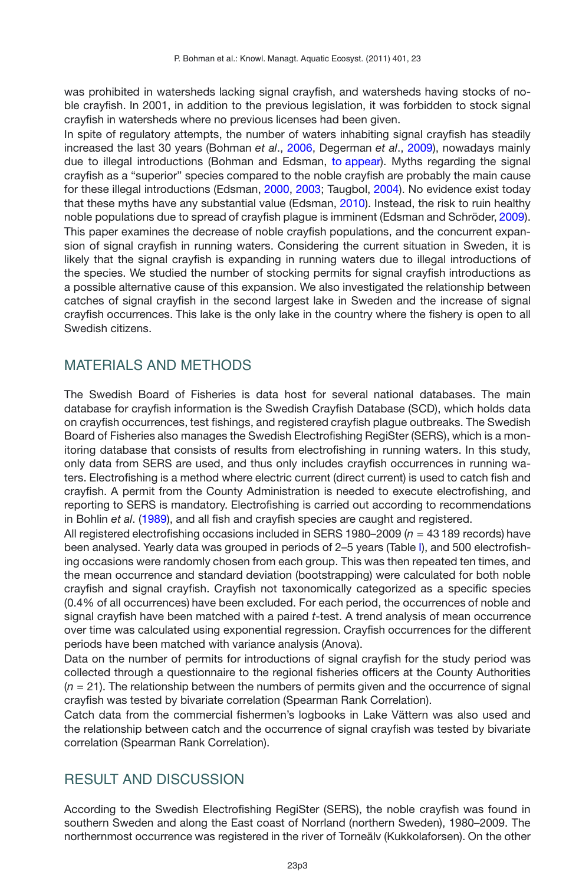was prohibited in watersheds lacking signal crayfish, and watersheds having stocks of noble crayfish. In 2001, in addition to the previous legislation, it was forbidden to stock signal crayfish in watersheds where no previous licenses had been given.

In spite of regulatory attempts, the number of waters inhabiting signal crayfish has steadily increased the last 30 years (Bohman *et al*., 2006, Degerman *et al*., 2009), nowadays mainly due to illegal introductions (Bohman and Edsman, to appear). Myths regarding the signal crayfish as a "superior" species compared to the noble crayfish are probably the main cause for these illegal introductions (Edsman, 2000, 2003; Taugbol, 2004). No evidence exist today that these myths have any substantial value (Edsman, 2010). Instead, the risk to ruin healthy noble populations due to spread of crayfish plague is imminent (Edsman and Schröder, 2009). This paper examines the decrease of noble crayfish populations, and the concurrent expansion of signal crayfish in running waters. Considering the current situation in Sweden, it is likely that the signal crayfish is expanding in running waters due to illegal introductions of the species. We studied the number of stocking permits for signal crayfish introductions as a possible alternative cause of this expansion. We also investigated the relationship between catches of signal crayfish in the second largest lake in Sweden and the increase of signal crayfish occurrences. This lake is the only lake in the country where the fishery is open to all Swedish citizens.

## MATERIALS AND METHODS

The Swedish Board of Fisheries is data host for several national databases. The main database for crayfish information is the Swedish Crayfish Database (SCD), which holds data on crayfish occurrences, test fishings, and registered crayfish plague outbreaks. The Swedish Board of Fisheries also manages the Swedish Electrofishing RegiSter (SERS), which is a monitoring database that consists of results from electrofishing in running waters. In this study, only data from SERS are used, and thus only includes crayfish occurrences in running waters. Electrofishing is a method where electric current (direct current) is used to catch fish and crayfish. A permit from the County Administration is needed to execute electrofishing, and reporting to SERS is mandatory. Electrofishing is carried out according to recommendations in Bohlin *et al*. (1989), and all fish and crayfish species are caught and registered.

All registered electrofishing occasions included in SERS 1980–2009 ($n$ = 43 189 records) have been analysed. Yearly data was grouped in periods of 2–5 years (Table I), and 500 electrofishing occasions were randomly chosen from each group. This was then repeated ten times, and the mean occurrence and standard deviation (bootstrapping) were calculated for both noble crayfish and signal crayfish. Crayfish not taxonomically categorized as a specific species (0.4% of all occurrences) have been excluded. For each period, the occurrences of noble and signal crayfish have been matched with a paired $t$-test. A trend analysis of mean occurrence over time was calculated using exponential regression. Crayfish occurrences for the different periods have been matched with variance analysis (Anova).

Data on the number of permits for introductions of signal crayfish for the study period was collected through a questionnaire to the regional fisheries officers at the County Authorities ($n$ = 21). The relationship between the numbers of permits given and the occurrence of signal crayfish was tested by bivariate correlation (Spearman Rank Correlation).

Catch data from the commercial fishermen's logbooks in Lake Vättern was also used and the relationship between catch and the occurrence of signal crayfish was tested by bivariate correlation (Spearman Rank Correlation).

## RESULT AND DISCUSSION

According to the Swedish Electrofishing RegiSter (SERS), the noble crayfish was found in southern Sweden and along the East coast of Norrland (northern Sweden), 1980–2009. The northernmost occurrence was registered in the river of Torneälv (Kukkolaforsen). On the other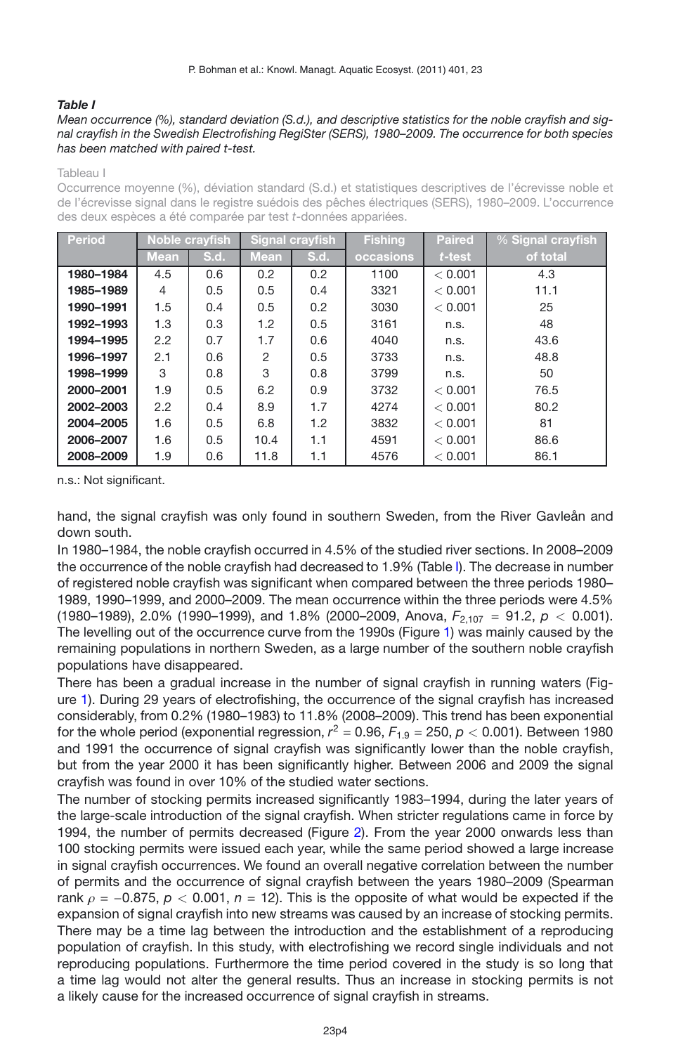***Table I***

*Mean occurrence (%), standard deviation (S.d.), and descriptive statistics for the noble crayfish and signal crayfish in the Swedish Electrofishing RegiSter (SERS), 1980–2009. The occurrence for both species has been matched with paired t-test.*

Tableau I

Occurrence moyenne (%), déviation standard (S.d.) et statistiques descriptives de l'écrevisse noble et de l'écrevisse signal dans le registre suédois des pêches électriques (SERS), 1980–2009. L'occurrence des deux espèces a été comparée par test *t*-données appariées.

| Period | Noble crayfish | | Signal crayfish | | Fishing | Paired | % Signal crayfish |
|---|---|---|---|---|---|---|---|
| | Mean | S.d. | Mean | S.d. | occasions | *t*-test | of total |
| **1980–1984** | 4.5 | 0.6 | 0.2 | 0.2 | 1100 | < 0.001 | 4.3 |
| **1985–1989** | 4 | 0.5 | 0.5 | 0.4 | 3321 | < 0.001 | 11.1 |
| **1990–1991** | 1.5 | 0.4 | 0.5 | 0.2 | 3030 | < 0.001 | 25 |
| **1992–1993** | 1.3 | 0.3 | 1.2 | 0.5 | 3161 | n.s. | 48 |
| **1994–1995** | 2.2 | 0.7 | 1.7 | 0.6 | 4040 | n.s. | 43.6 |
| **1996–1997** | 2.1 | 0.6 | 2 | 0.5 | 3733 | n.s. | 48.8 |
| **1998–1999** | 3 | 0.8 | 3 | 0.8 | 3799 | n.s. | 50 |
| **2000–2001** | 1.9 | 0.5 | 6.2 | 0.9 | 3732 | < 0.001 | 76.5 |
| **2002–2003** | 2.2 | 0.4 | 8.9 | 1.7 | 4274 | < 0.001 | 80.2 |
| **2004–2005** | 1.6 | 0.5 | 6.8 | 1.2 | 3832 | < 0.001 | 81 |
| **2006–2007** | 1.6 | 0.5 | 10.4 | 1.1 | 4591 | < 0.001 | 86.6 |
| **2008–2009** | 1.9 | 0.6 | 11.8 | 1.1 | 4576 | < 0.001 | 86.1 |

n.s.: Not significant.

hand, the signal crayfish was only found in southern Sweden, from the River Gavleån and down south.

In 1980–1984, the noble crayfish occurred in 4.5% of the studied river sections. In 2008–2009 the occurrence of the noble crayfish had decreased to 1.9% (Table I). The decrease in number of registered noble crayfish was significant when compared between the three periods 1980–1989, 1990–1999, and 2000–2009. The mean occurrence within the three periods were 4.5% (1980–1989), 2.0% (1990–1999), and 1.8% (2000–2009, Anova, $F_{2,107} = 91.2$, $p < 0.001$). The levelling out of the occurrence curve from the 1990s (Figure 1) was mainly caused by the remaining populations in northern Sweden, as a large number of the southern noble crayfish populations have disappeared.

There has been a gradual increase in the number of signal crayfish in running waters (Figure 1). During 29 years of electrofishing, the occurrence of the signal crayfish has increased considerably, from 0.2% (1980–1983) to 11.8% (2008–2009). This trend has been exponential for the whole period (exponential regression, $r^2 = 0.96$, $F_{1,9} = 250$, $p < 0.001$). Between 1980 and 1991 the occurrence of signal crayfish was significantly lower than the noble crayfish, but from the year 2000 it has been significantly higher. Between 2006 and 2009 the signal crayfish was found in over 10% of the studied water sections.

The number of stocking permits increased significantly 1983–1994, during the later years of the large-scale introduction of the signal crayfish. When stricter regulations came in force by 1994, the number of permits decreased (Figure 2). From the year 2000 onwards less than 100 stocking permits were issued each year, while the same period showed a large increase in signal crayfish occurrences. We found an overall negative correlation between the number of permits and the occurrence of signal crayfish between the years 1980–2009 (Spearman rank $\rho = -0.875$, $p < 0.001$, $n = 12$). This is the opposite of what would be expected if the expansion of signal crayfish into new streams was caused by an increase of stocking permits. There may be a time lag between the introduction and the establishment of a reproducing population of crayfish. In this study, with electrofishing we record single individuals and not reproducing populations. Furthermore the time period covered in the study is so long that a time lag would not alter the general results. Thus an increase in stocking permits is not a likely cause for the increased occurrence of signal crayfish in streams.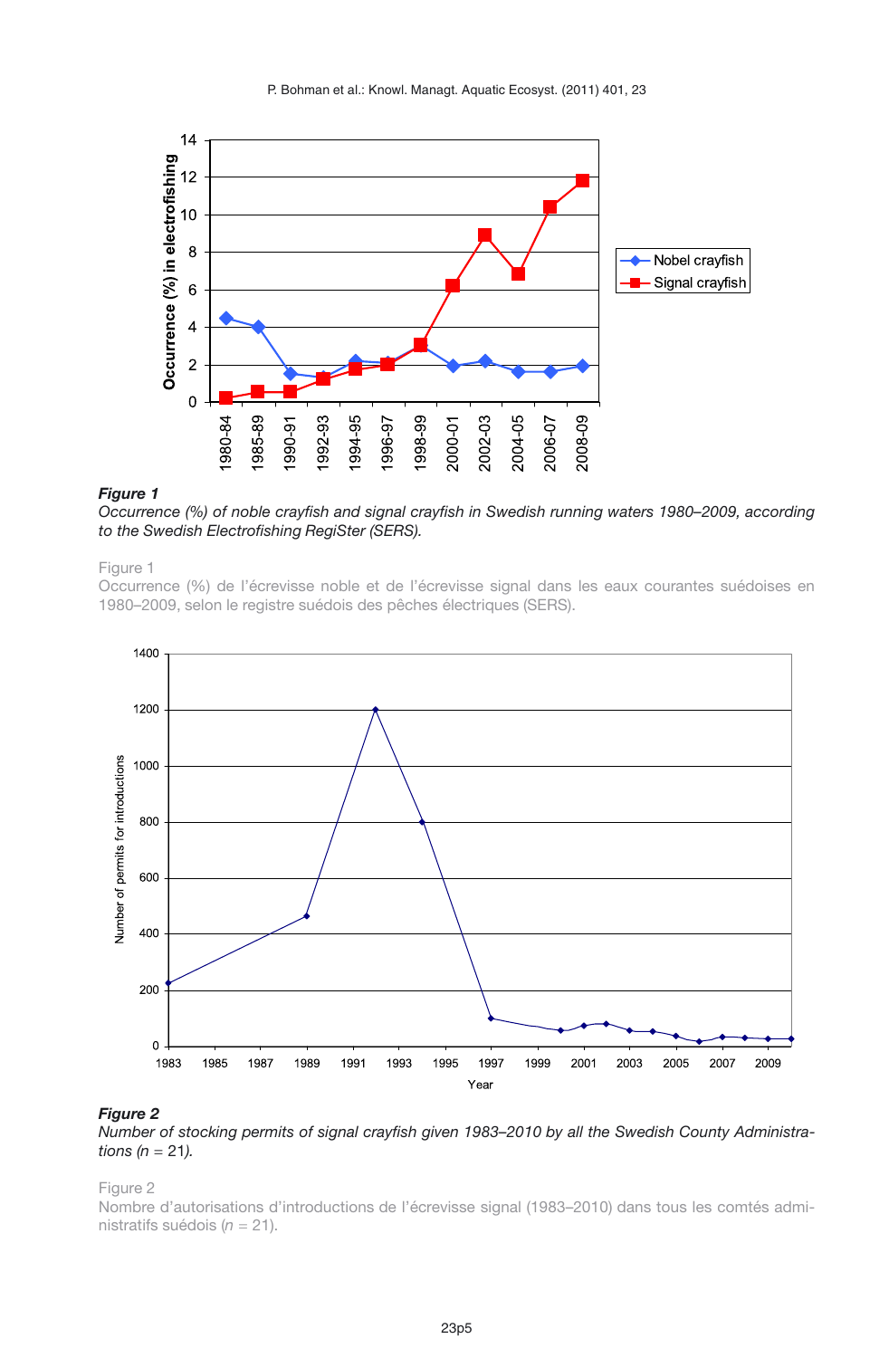***Figure 1***

*Occurrence (%) of noble crayfish and signal crayfish in Swedish running waters 1980–2009, according to the Swedish Electrofishing RegiSter (SERS).*

Figure 1

Occurrence (%) de l'écrevisse noble et de l'écrevisse signal dans les eaux courantes suédoises en 1980–2009, selon le registre suédois des pêches électriques (SERS).

***Figure 2***

*Number of stocking permits of signal crayfish given 1983–2010 by all the Swedish County Administrations ($n$ = 21).*

Figure 2

Nombre d'autorisations d'introductions de l'écrevisse signal (1983–2010) dans tous les comtés administratifs suédois ($n$ = 21).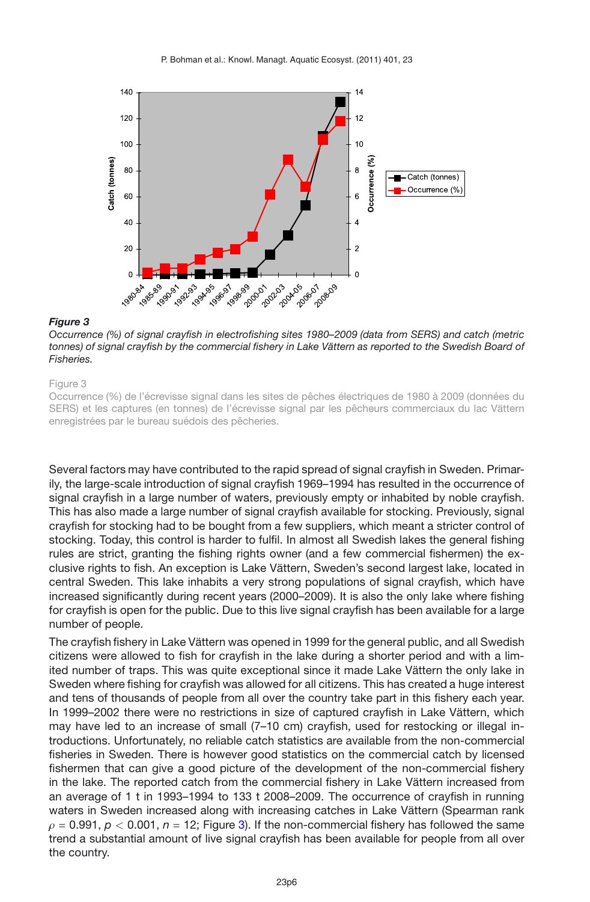***Figure 3***
*Occurrence (%) of signal crayfish in electrofishing sites 1980–2009 (data from SERS) and catch (metric tonnes) of signal crayfish by the commercial fishery in Lake Vättern as reported to the Swedish Board of Fisheries.*

Figure 3
Occurrence (%) de l'écrevisse signal dans les sites de pêches électriques de 1980 à 2009 (données du SERS) et les captures (en tonnes) de l'écrevisse signal par les pêcheurs commerciaux du lac Vättern enregistrées par le bureau suédois des pêcheries.

Several factors may have contributed to the rapid spread of signal crayfish in Sweden. Primarily, the large-scale introduction of signal crayfish 1969–1994 has resulted in the occurrence of signal crayfish in a large number of waters, previously empty or inhabited by noble crayfish. This has also made a large number of signal crayfish available for stocking. Previously, signal crayfish for stocking had to be bought from a few suppliers, which meant a stricter control of stocking. Today, this control is harder to fulfil. In almost all Swedish lakes the general fishing rules are strict, granting the fishing rights owner (and a few commercial fishermen) the exclusive rights to fish. An exception is Lake Vättern, Sweden's second largest lake, located in central Sweden. This lake inhabits a very strong populations of signal crayfish, which have increased significantly during recent years (2000–2009). It is also the only lake where fishing for crayfish is open for the public. Due to this live signal crayfish has been available for a large number of people.

The crayfish fishery in Lake Vättern was opened in 1999 for the general public, and all Swedish citizens were allowed to fish for crayfish in the lake during a shorter period and with a limited number of traps. This was quite exceptional since it made Lake Vättern the only lake in Sweden where fishing for crayfish was allowed for all citizens. This has created a huge interest and tens of thousands of people from all over the country take part in this fishery each year. In 1999–2002 there were no restrictions in size of captured crayfish in Lake Vättern, which may have led to an increase of small (7–10 cm) crayfish, used for restocking or illegal introductions. Unfortunately, no reliable catch statistics are available from the non-commercial fisheries in Sweden. There is however good statistics on the commercial catch by licensed fishermen that can give a good picture of the development of the non-commercial fishery in the lake. The reported catch from the commercial fishery in Lake Vättern increased from an average of 1 t in 1993–1994 to 133 t 2008–2009. The occurrence of crayfish in running waters in Sweden increased along with increasing catches in Lake Vättern (Spearman rank $\rho = 0.991$, $p < 0.001$, $n = 12$; Figure 3). If the non-commercial fishery has followed the same trend a substantial amount of live signal crayfish has been available for people from all over the country.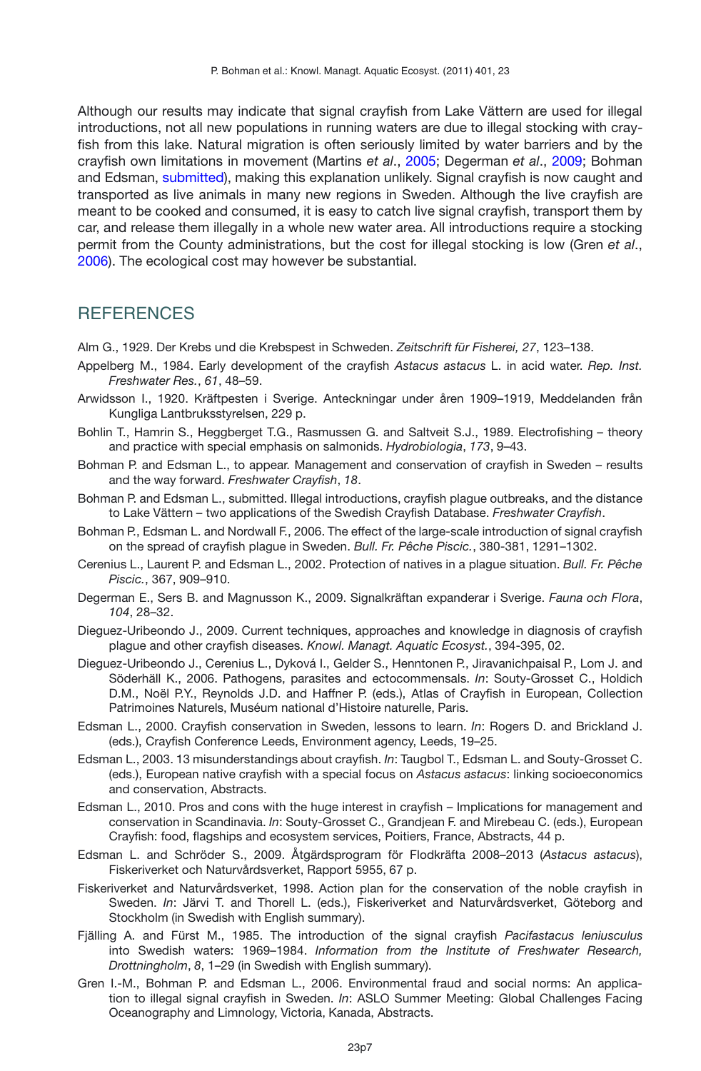Although our results may indicate that signal crayfish from Lake Vättern are used for illegal introductions, not all new populations in running waters are due to illegal stocking with crayfish from this lake. Natural migration is often seriously limited by water barriers and by the crayfish own limitations in movement (Martins *et al*., 2005; Degerman *et al*., 2009; Bohman and Edsman, submitted), making this explanation unlikely. Signal crayfish is now caught and transported as live animals in many new regions in Sweden. Although the live crayfish are meant to be cooked and consumed, it is easy to catch live signal crayfish, transport them by car, and release them illegally in a whole new water area. All introductions require a stocking permit from the County administrations, but the cost for illegal stocking is low (Gren *et al*., 2006). The ecological cost may however be substantial.

## REFERENCES

Alm G., 1929. Der Krebs und die Krebspest in Schweden. *Zeitschrift für Fisherei, 27*, 123–138.

Appelberg M., 1984. Early development of the crayfish *Astacus astacus* L. in acid water. *Rep. Inst. Freshwater Res.*, *61*, 48–59.

Arwidsson I., 1920. Kräftpesten i Sverige. Anteckningar under åren 1909–1919, Meddelanden från Kungliga Lantbruksstyrelsen, 229 p.

Bohlin T., Hamrin S., Heggberget T.G., Rasmussen G. and Saltveit S.J., 1989. Electrofishing – theory and practice with special emphasis on salmonids. *Hydrobiologia*, *173*, 9–43.

Bohman P. and Edsman L., to appear. Management and conservation of crayfish in Sweden – results and the way forward. *Freshwater Crayfish*, *18*.

Bohman P. and Edsman L., submitted. Illegal introductions, crayfish plague outbreaks, and the distance to Lake Vättern – two applications of the Swedish Crayfish Database. *Freshwater Crayfish*.

Bohman P., Edsman L. and Nordwall F., 2006. The effect of the large-scale introduction of signal crayfish on the spread of crayfish plague in Sweden. *Bull. Fr. Pêche Piscic.*, 380-381, 1291–1302.

Cerenius L., Laurent P. and Edsman L., 2002. Protection of natives in a plague situation. *Bull. Fr. Pêche Piscic.*, 367, 909–910.

Degerman E., Sers B. and Magnusson K., 2009. Signalkräftan expanderar i Sverige. *Fauna och Flora*, *104*, 28–32.

Dieguez-Uribeondo J., 2009. Current techniques, approaches and knowledge in diagnosis of crayfish plague and other crayfish diseases. *Knowl. Managt. Aquatic Ecosyst.*, 394-395, 02.

Dieguez-Uribeondo J., Cerenius L., Dyková I., Gelder S., Henntonen P., Jiravanichpaisal P., Lom J. and Söderhäll K., 2006. Pathogens, parasites and ectocommensals. *In*: Souty-Grosset C., Holdich D.M., Noël P.Y., Reynolds J.D. and Haffner P. (eds.), Atlas of Crayfish in European, Collection Patrimoines Naturels, Muséum national d'Histoire naturelle, Paris.

Edsman L., 2000. Crayfish conservation in Sweden, lessons to learn. *In*: Rogers D. and Brickland J. (eds.), Crayfish Conference Leeds, Environment agency, Leeds, 19–25.

Edsman L., 2003. 13 misunderstandings about crayfish. *In*: Taugbol T., Edsman L. and Souty-Grosset C. (eds.), European native crayfish with a special focus on *Astacus astacus*: linking socioeconomics and conservation, Abstracts.

Edsman L., 2010. Pros and cons with the huge interest in crayfish – Implications for management and conservation in Scandinavia. *In*: Souty-Grosset C., Grandjean F. and Mirebeau C. (eds.), European Crayfish: food, flagships and ecosystem services, Poitiers, France, Abstracts, 44 p.

Edsman L. and Schröder S., 2009. Åtgärdsprogram för Flodkräfta 2008–2013 (*Astacus astacus*), Fiskeriverket och Naturvårdsverket, Rapport 5955, 67 p.

Fiskeriverket and Naturvårdsverket, 1998. Action plan for the conservation of the noble crayfish in Sweden. *In*: Järvi T. and Thorell L. (eds.), Fiskeriverket and Naturvårdsverket, Göteborg and Stockholm (in Swedish with English summary).

Fjälling A. and Fürst M., 1985. The introduction of the signal crayfish *Pacifastacus leniusculus* into Swedish waters: 1969–1984. *Information from the Institute of Freshwater Research, Drottningholm*, *8*, 1–29 (in Swedish with English summary).

Gren I.-M., Bohman P. and Edsman L., 2006. Environmental fraud and social norms: An application to illegal signal crayfish in Sweden. *In*: ASLO Summer Meeting: Global Challenges Facing Oceanography and Limnology, Victoria, Kanada, Abstracts.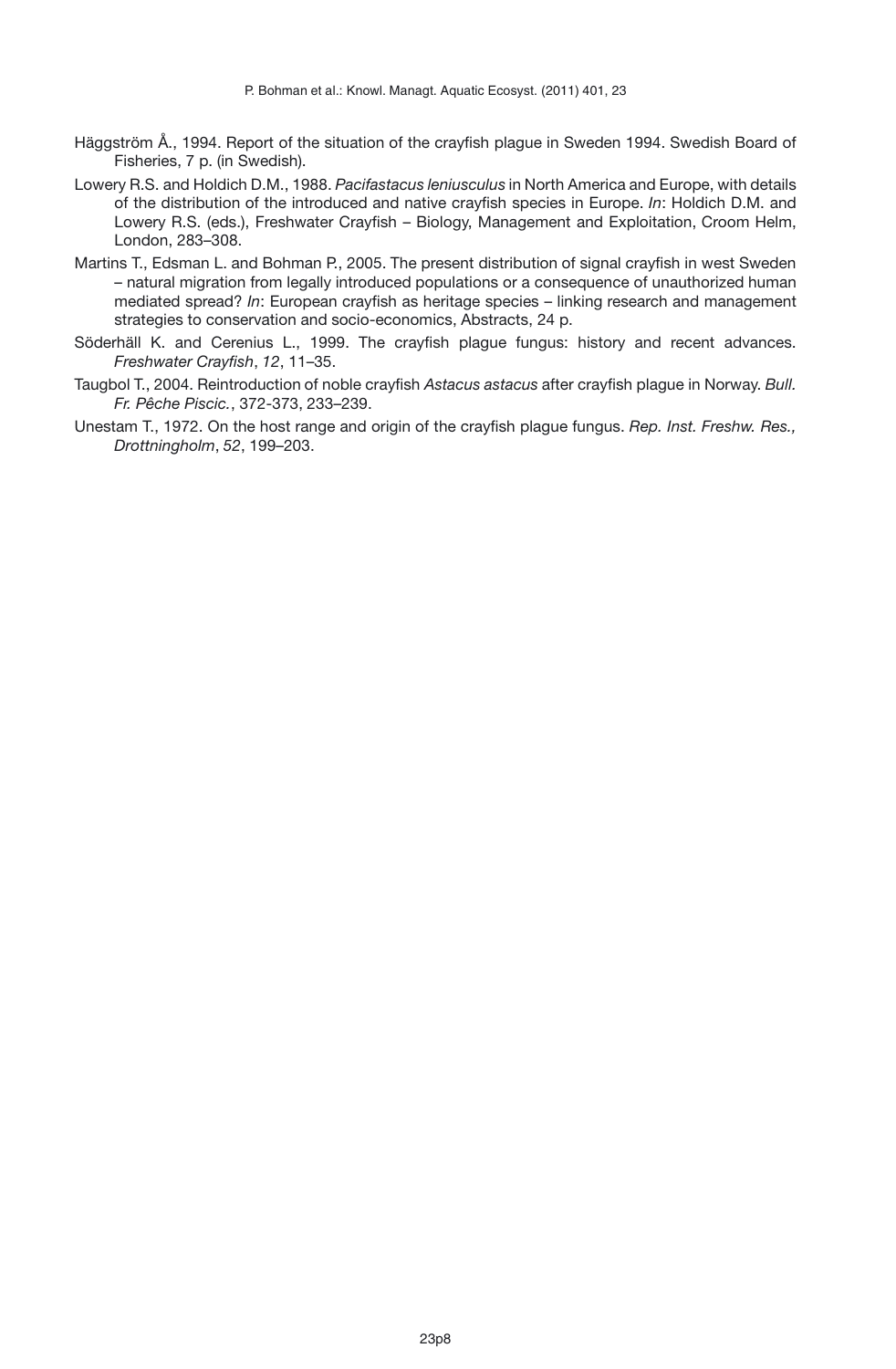Häggström Å., 1994. Report of the situation of the crayfish plague in Sweden 1994. Swedish Board of Fisheries, 7 p. (in Swedish).

Lowery R.S. and Holdich D.M., 1988. *Pacifastacus leniusculus* in North America and Europe, with details of the distribution of the introduced and native crayfish species in Europe. *In*: Holdich D.M. and Lowery R.S. (eds.), Freshwater Crayfish – Biology, Management and Exploitation, Croom Helm, London, 283–308.

Martins T., Edsman L. and Bohman P., 2005. The present distribution of signal crayfish in west Sweden – natural migration from legally introduced populations or a consequence of unauthorized human mediated spread? *In*: European crayfish as heritage species – linking research and management strategies to conservation and socio-economics, Abstracts, 24 p.

Söderhäll K. and Cerenius L., 1999. The crayfish plague fungus: history and recent advances. *Freshwater Crayfish*, *12*, 11–35.

Taugbol T., 2004. Reintroduction of noble crayfish *Astacus astacus* after crayfish plague in Norway. *Bull. Fr. Pêche Piscic.*, 372-373, 233–239.

Unestam T., 1972. On the host range and origin of the crayfish plague fungus. *Rep. Inst. Freshw. Res., Drottningholm*, *52*, 199–203.